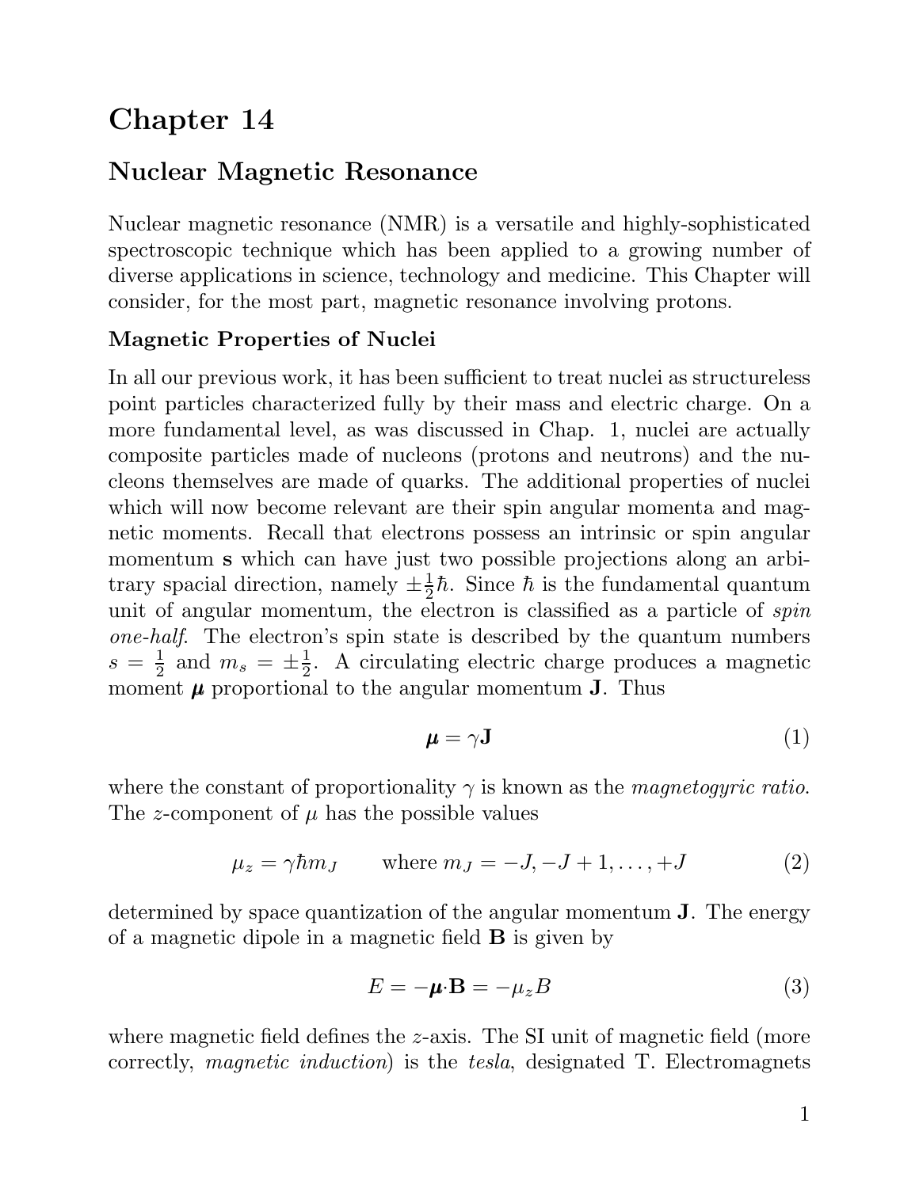# Chapter 14

## Nuclear Magnetic Resonance

Nuclear magnetic resonance (NMR) is a versatile and highly-sophisticated spectroscopic technique which has been applied to a growing number of diverse applications in science, technology and medicine. This Chapter will consider, for the most part, magnetic resonance involving protons.

### Magnetic Properties of Nuclei

In all our previous work, it has been sufficient to treat nuclei as structureless point particles characterized fully by their mass and electric charge. On a more fundamental level, as was discussed in Chap. 1, nuclei are actually composite particles made of nucleons (protons and neutrons) and the nucleons themselves are made of quarks. The additional properties of nuclei which will now become relevant are their spin angular momenta and magnetic moments. Recall that electrons possess an intrinsic or spin angular momentum $\mathbf{s}$ which can have just two possible projections along an arbitrary spacial direction, namely $\pm\frac{1}{2}\hbar$. Since $\hbar$ is the fundamental quantum unit of angular momentum, the electron is classified as a particle of *spin one-half*. The electron's spin state is described by the quantum numbers $s = \frac{1}{2}$ and $m_s = \pm\frac{1}{2}$. A circulating electric charge produces a magnetic moment $\boldsymbol{\mu}$ proportional to the angular momentum $\mathbf{J}$. Thus

$$\boldsymbol{\mu} = \gamma \mathbf{J} \tag{1}$$

where the constant of proportionality $\gamma$ is known as the *magnetogyric ratio*. The $z$-component of $\mu$ has the possible values

$$\mu_z = \gamma \hbar m_J \qquad \text{where } m_J = -J, -J+1, \ldots, +J \tag{2}$$

determined by space quantization of the angular momentum $\mathbf{J}$. The energy of a magnetic dipole in a magnetic field $\mathbf{B}$ is given by

$$E = -\boldsymbol{\mu}\cdot\mathbf{B} = -\mu_z B \tag{3}$$

where magnetic field defines the $z$-axis. The SI unit of magnetic field (more correctly, *magnetic induction*) is the *tesla*, designated T. Electromagnets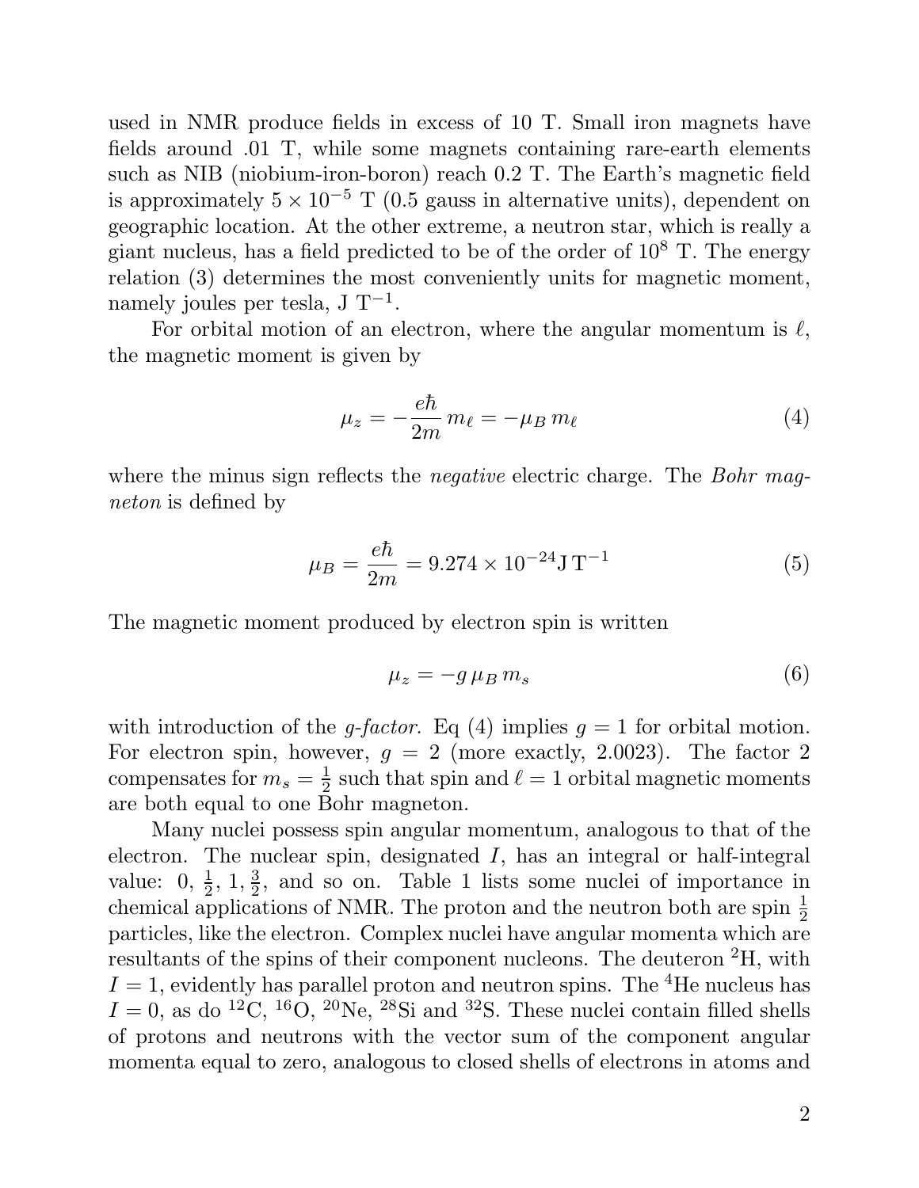used in NMR produce fields in excess of 10 T. Small iron magnets have fields around .01 T, while some magnets containing rare-earth elements such as NIB (niobium-iron-boron) reach 0.2 T. The Earth's magnetic field is approximately $5 \times 10^{-5}$ T (0.5 gauss in alternative units), dependent on geographic location. At the other extreme, a neutron star, which is really a giant nucleus, has a field predicted to be of the order of $10^8$ T. The energy relation (3) determines the most conveniently units for magnetic moment, namely joules per tesla, J $\text{T}^{-1}$.

For orbital motion of an electron, where the angular momentum is $\ell$, the magnetic moment is given by

$$\mu_z = -\frac{e\hbar}{2m}\, m_\ell = -\mu_B\, m_\ell \tag{4}$$

where the minus sign reflects the *negative* electric charge. The *Bohr magneton* is defined by

$$\mu_B = \frac{e\hbar}{2m} = 9.274 \times 10^{-24} \text{J}\,\text{T}^{-1} \tag{5}$$

The magnetic moment produced by electron spin is written

$$\mu_z = -g\, \mu_B\, m_s \tag{6}$$

with introduction of the *g-factor*. Eq (4) implies $g = 1$ for orbital motion. For electron spin, however, $g = 2$ (more exactly, 2.0023). The factor 2 compensates for $m_s = \frac{1}{2}$ such that spin and $\ell = 1$ orbital magnetic moments are both equal to one Bohr magneton.

Many nuclei possess spin angular momentum, analogous to that of the electron. The nuclear spin, designated $I$, has an integral or half-integral value: 0, $\frac{1}{2}$, 1, $\frac{3}{2}$, and so on. Table 1 lists some nuclei of importance in chemical applications of NMR. The proton and the neutron both are spin $\frac{1}{2}$ particles, like the electron. Complex nuclei have angular momenta which are resultants of the spins of their component nucleons. The deuteron $^2$H, with $I = 1$, evidently has parallel proton and neutron spins. The $^4$He nucleus has $I = 0$, as do $^{12}$C, $^{16}$O, $^{20}$Ne, $^{28}$Si and $^{32}$S. These nuclei contain filled shells of protons and neutrons with the vector sum of the component angular momenta equal to zero, analogous to closed shells of electrons in atoms and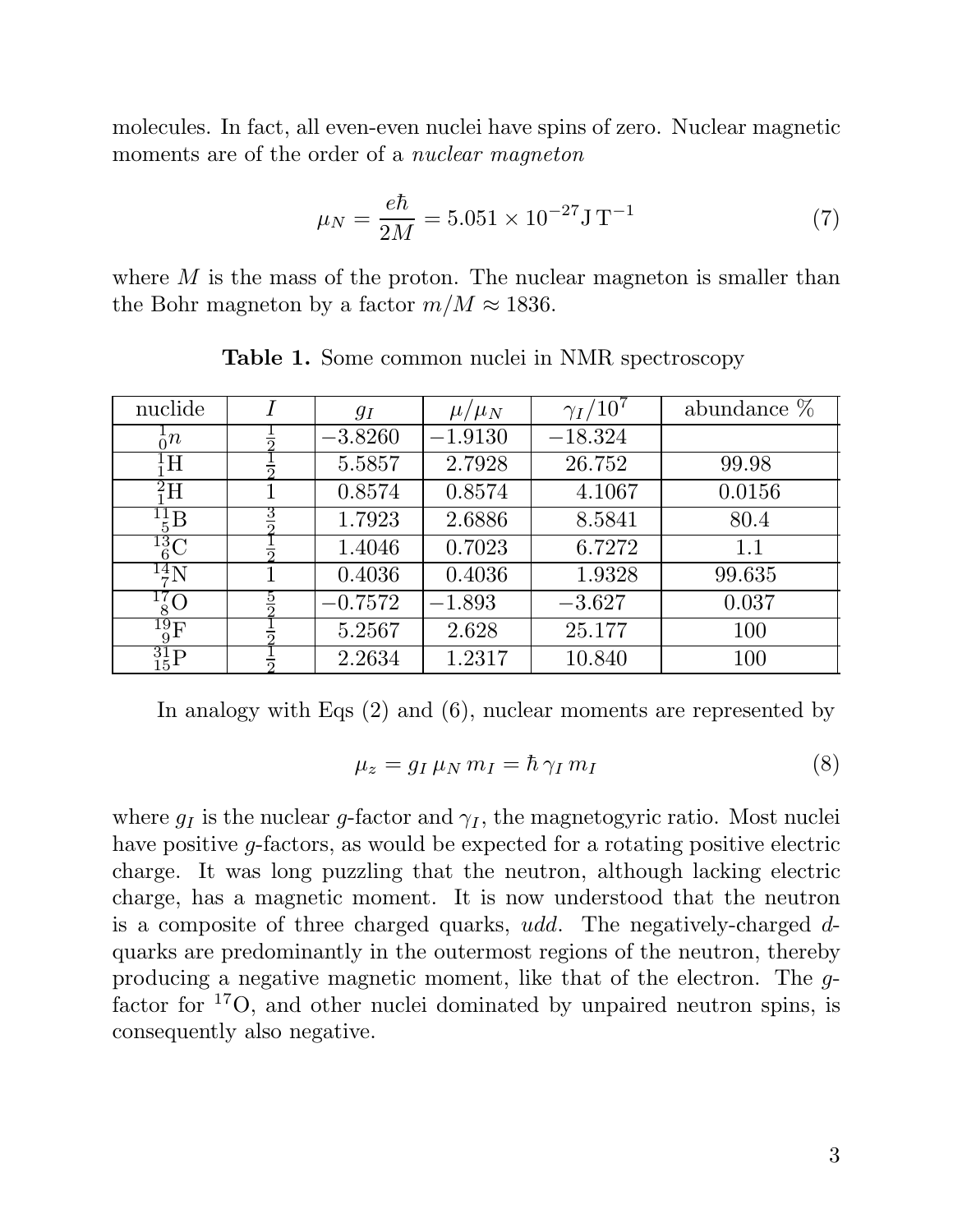molecules. In fact, all even-even nuclei have spins of zero. Nuclear magnetic moments are of the order of a *nuclear magneton*

$$\mu_N = \frac{e\hbar}{2M} = 5.051 \times 10^{-27}\,\mathrm{J\,T^{-1}} \tag{7}$$

where $M$ is the mass of the proton. The nuclear magneton is smaller than the Bohr magneton by a factor $m/M \approx 1836$.

**Table 1.** Some common nuclei in NMR spectroscopy

| nuclide | $I$ | $g_I$ | $\mu/\mu_N$ | $\gamma_I/10^7$ | abundance % |
|---|---|---|---|---|---|
| $^{1}_{0}n$ | $\frac{1}{2}$ | $-3.8260$ | $-1.9130$ | $-18.324$ | |
| $^{1}_{1}\mathrm{H}$ | $\frac{1}{2}$ | 5.5857 | 2.7928 | 26.752 | 99.98 |
| $^{2}_{1}\mathrm{H}$ | 1 | 0.8574 | 0.8574 | 4.1067 | 0.0156 |
| $^{11}_{5}\mathrm{B}$ | $\frac{3}{2}$ | 1.7923 | 2.6886 | 8.5841 | 80.4 |
| $^{13}_{6}\mathrm{C}$ | $\frac{1}{2}$ | 1.4046 | 0.7023 | 6.7272 | 1.1 |
| $^{14}_{7}\mathrm{N}$ | 1 | 0.4036 | 0.4036 | 1.9328 | 99.635 |
| $^{17}_{8}\mathrm{O}$ | $\frac{5}{2}$ | $-0.7572$ | $-1.893$ | $-3.627$ | 0.037 |
| $^{19}_{9}\mathrm{F}$ | $\frac{1}{2}$ | 5.2567 | 2.628 | 25.177 | 100 |
| $^{31}_{15}\mathrm{P}$ | $\frac{1}{2}$ | 2.2634 | 1.2317 | 10.840 | 100 |

In analogy with Eqs (2) and (6), nuclear moments are represented by

$$\mu_z = g_I\,\mu_N\,m_I = \hbar\,\gamma_I\,m_I \tag{8}$$

where $g_I$ is the nuclear $g$-factor and $\gamma_I$, the magnetogyric ratio. Most nuclei have positive $g$-factors, as would be expected for a rotating positive electric charge. It was long puzzling that the neutron, although lacking electric charge, has a magnetic moment. It is now understood that the neutron is a composite of three charged quarks, *udd*. The negatively-charged $d$-quarks are predominantly in the outermost regions of the neutron, thereby producing a negative magnetic moment, like that of the electron. The $g$-factor for $^{17}\mathrm{O}$, and other nuclei dominated by unpaired neutron spins, is consequently also negative.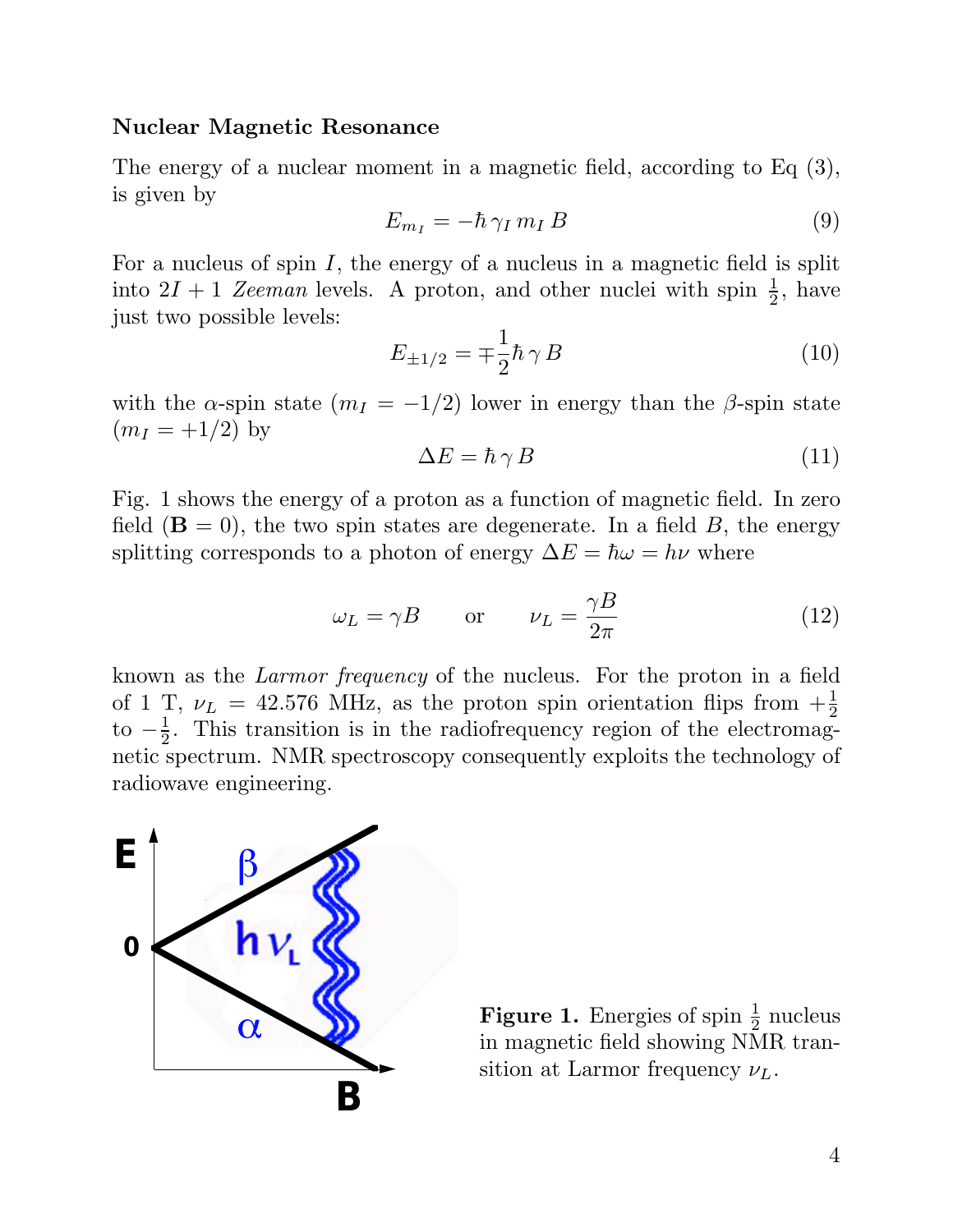**Nuclear Magnetic Resonance**

The energy of a nuclear moment in a magnetic field, according to Eq (3), is given by

$$E_{m_I} = -\hbar\,\gamma_I\,m_I\,B \tag{9}$$

For a nucleus of spin $I$, the energy of a nucleus in a magnetic field is split into $2I+1$ *Zeeman* levels. A proton, and other nuclei with spin $\frac{1}{2}$, have just two possible levels:

$$E_{\pm 1/2} = \mp\frac{1}{2}\hbar\,\gamma\,B \tag{10}$$

with the $\alpha$-spin state ($m_I = -1/2$) lower in energy than the $\beta$-spin state ($m_I = +1/2$) by

$$\Delta E = \hbar\,\gamma\,B \tag{11}$$

Fig. 1 shows the energy of a proton as a function of magnetic field. In zero field ($\mathbf{B} = 0$), the two spin states are degenerate. In a field $B$, the energy splitting corresponds to a photon of energy $\Delta E = \hbar\omega = h\nu$ where

$$\omega_L = \gamma B \qquad \text{or} \qquad \nu_L = \frac{\gamma B}{2\pi} \tag{12}$$

known as the *Larmor frequency* of the nucleus. For the proton in a field of 1 T, $\nu_L = 42.576$ MHz, as the proton spin orientation flips from $+\frac{1}{2}$ to $-\frac{1}{2}$. This transition is in the radiofrequency region of the electromagnetic spectrum. NMR spectroscopy consequently exploits the technology of radiowave engineering.

**Figure 1.** Energies of spin $\frac{1}{2}$ nucleus in magnetic field showing NMR transition at Larmor frequency $\nu_L$.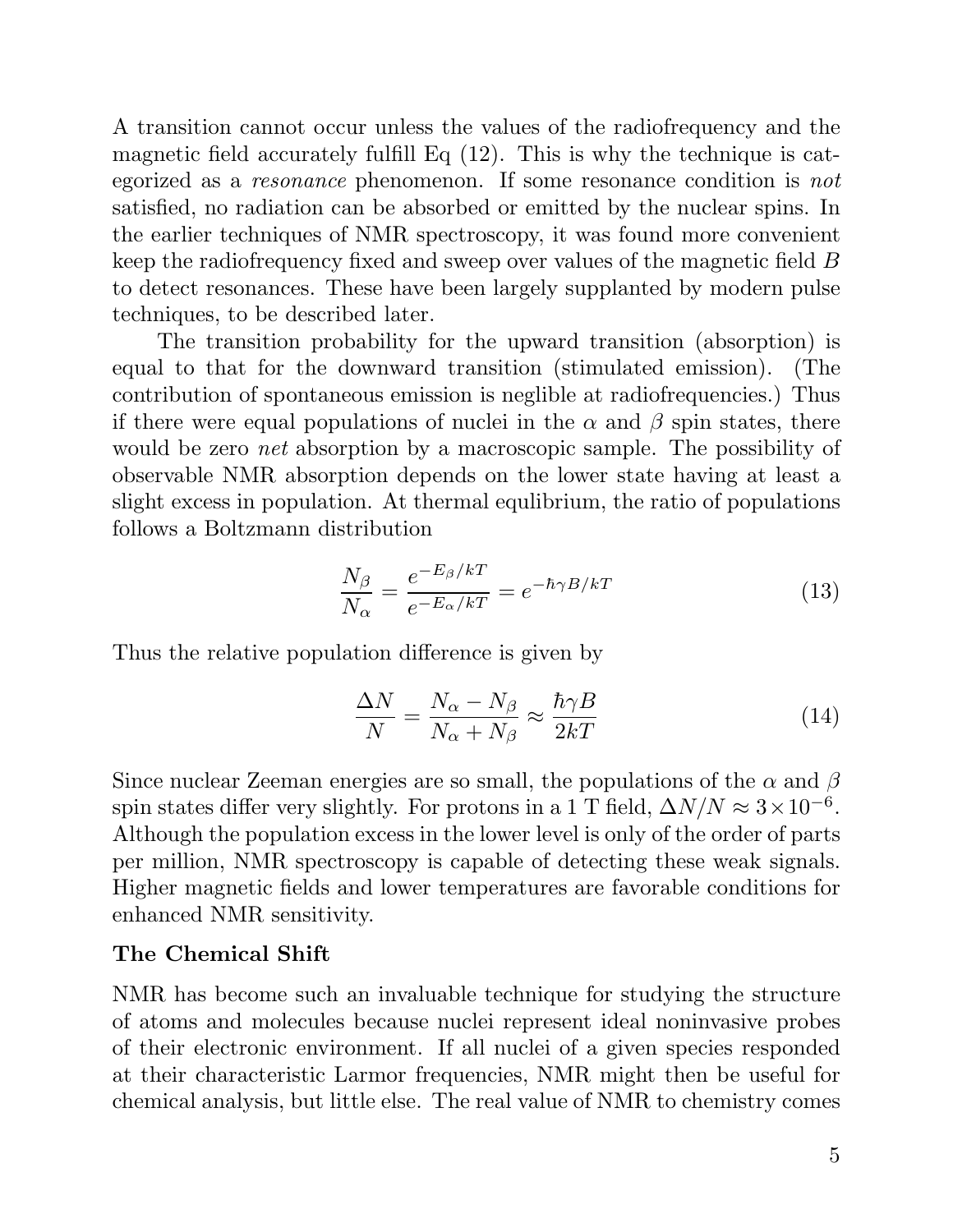A transition cannot occur unless the values of the radiofrequency and the magnetic field accurately fulfill Eq (12). This is why the technique is categorized as a *resonance* phenomenon. If some resonance condition is *not* satisfied, no radiation can be absorbed or emitted by the nuclear spins. In the earlier techniques of NMR spectroscopy, it was found more convenient keep the radiofrequency fixed and sweep over values of the magnetic field $B$ to detect resonances. These have been largely supplanted by modern pulse techniques, to be described later.

The transition probability for the upward transition (absorption) is equal to that for the downward transition (stimulated emission). (The contribution of spontaneous emission is neglible at radiofrequencies.) Thus if there were equal populations of nuclei in the $\alpha$ and $\beta$ spin states, there would be zero *net* absorption by a macroscopic sample. The possibility of observable NMR absorption depends on the lower state having at least a slight excess in population. At thermal equlibrium, the ratio of populations follows a Boltzmann distribution

$$\frac{N_\beta}{N_\alpha} = \frac{e^{-E_\beta/kT}}{e^{-E_\alpha/kT}} = e^{-\hbar\gamma B/kT} \tag{13}$$

Thus the relative population difference is given by

$$\frac{\Delta N}{N} = \frac{N_\alpha - N_\beta}{N_\alpha + N_\beta} \approx \frac{\hbar\gamma B}{2kT} \tag{14}$$

Since nuclear Zeeman energies are so small, the populations of the $\alpha$ and $\beta$ spin states differ very slightly. For protons in a 1 T field, $\Delta N/N \approx 3\times10^{-6}$. Although the population excess in the lower level is only of the order of parts per million, NMR spectroscopy is capable of detecting these weak signals. Higher magnetic fields and lower temperatures are favorable conditions for enhanced NMR sensitivity.

**The Chemical Shift**

NMR has become such an invaluable technique for studying the structure of atoms and molecules because nuclei represent ideal noninvasive probes of their electronic environment. If all nuclei of a given species responded at their characteristic Larmor frequencies, NMR might then be useful for chemical analysis, but little else. The real value of NMR to chemistry comes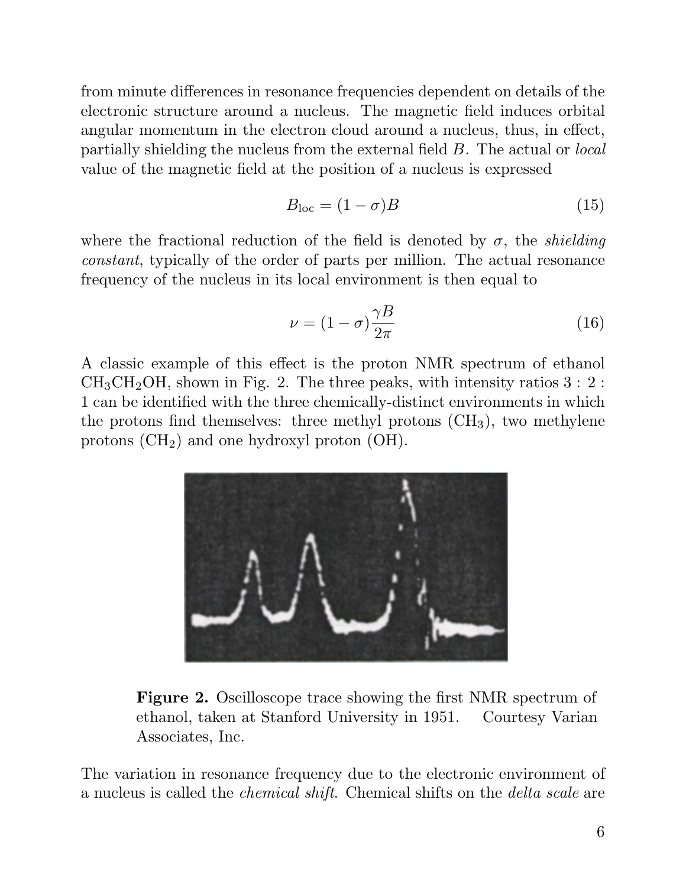from minute differences in resonance frequencies dependent on details of the electronic structure around a nucleus. The magnetic field induces orbital angular momentum in the electron cloud around a nucleus, thus, in effect, partially shielding the nucleus from the external field $B$. The actual or *local* value of the magnetic field at the position of a nucleus is expressed

$$B_{\text{loc}} = (1 - \sigma)B \tag{15}$$

where the fractional reduction of the field is denoted by $\sigma$, the *shielding constant*, typically of the order of parts per million. The actual resonance frequency of the nucleus in its local environment is then equal to

$$\nu = (1 - \sigma)\frac{\gamma B}{2\pi} \tag{16}$$

A classic example of this effect is the proton NMR spectrum of ethanol $CH_3CH_2OH$, shown in Fig. 2. The three peaks, with intensity ratios 3 : 2 : 1 can be identified with the three chemically-distinct environments in which the protons find themselves: three methyl protons ($CH_3$), two methylene protons ($CH_2$) and one hydroxyl proton (OH).

**Figure 2.** Oscilloscope trace showing the first NMR spectrum of ethanol, taken at Stanford University in 1951. Courtesy Varian Associates, Inc.

The variation in resonance frequency due to the electronic environment of a nucleus is called the *chemical shift*. Chemical shifts on the *delta scale* are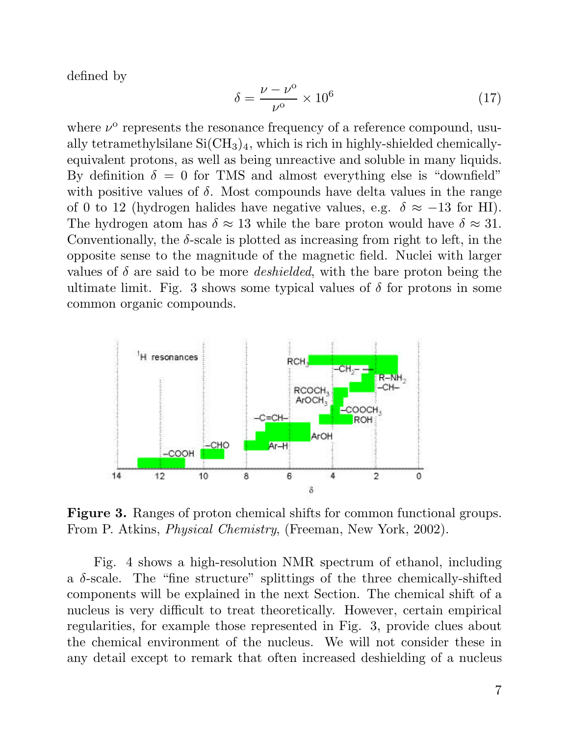defined by

$$\delta = \frac{\nu - \nu^{\mathrm{o}}}{\nu^{\mathrm{o}}} \times 10^6 \tag{17}$$

where $\nu^{\mathrm{o}}$ represents the resonance frequency of a reference compound, usually tetramethylsilane $Si(CH_3)_4$, which is rich in highly-shielded chemically-equivalent protons, as well as being unreactive and soluble in many liquids. By definition $\delta = 0$ for TMS and almost everything else is "downfield" with positive values of $\delta$. Most compounds have delta values in the range of 0 to 12 (hydrogen halides have negative values, e.g. $\delta \approx -13$ for HI). The hydrogen atom has $\delta \approx 13$ while the bare proton would have $\delta \approx 31$. Conventionally, the $\delta$-scale is plotted as increasing from right to left, in the opposite sense to the magnitude of the magnetic field. Nuclei with larger values of $\delta$ are said to be more *deshielded*, with the bare proton being the ultimate limit. Fig. 3 shows some typical values of $\delta$ for protons in some common organic compounds.

**Figure 3.** Ranges of proton chemical shifts for common functional groups. From P. Atkins, *Physical Chemistry*, (Freeman, New York, 2002).

Fig. 4 shows a high-resolution NMR spectrum of ethanol, including a $\delta$-scale. The "fine structure" splittings of the three chemically-shifted components will be explained in the next Section. The chemical shift of a nucleus is very difficult to treat theoretically. However, certain empirical regularities, for example those represented in Fig. 3, provide clues about the chemical environment of the nucleus. We will not consider these in any detail except to remark that often increased deshielding of a nucleus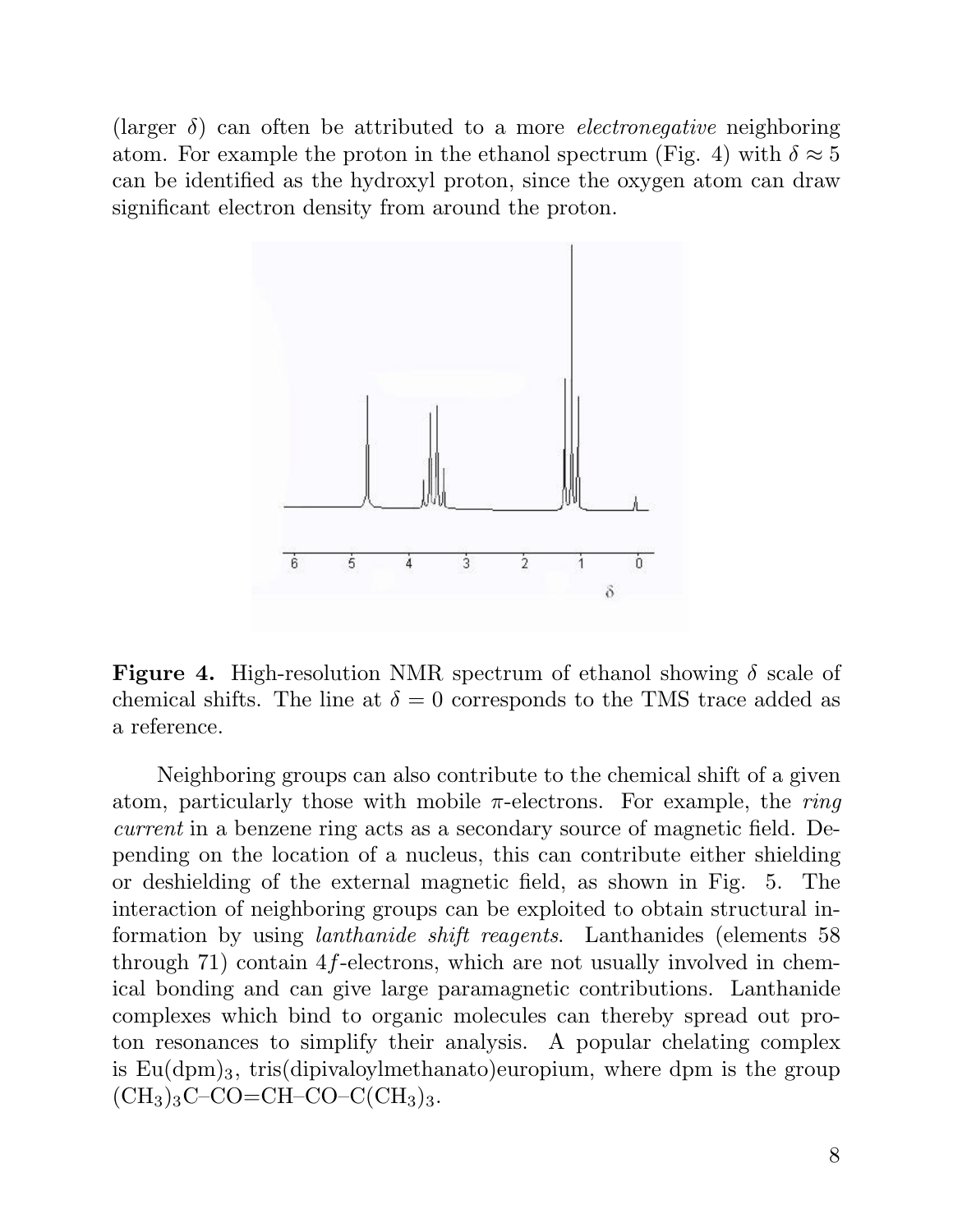(larger $\delta$) can often be attributed to a more *electronegative* neighboring atom. For example the proton in the ethanol spectrum (Fig. 4) with $\delta \approx 5$ can be identified as the hydroxyl proton, since the oxygen atom can draw significant electron density from around the proton.

**Figure 4.** High-resolution NMR spectrum of ethanol showing $\delta$ scale of chemical shifts. The line at $\delta = 0$ corresponds to the TMS trace added as a reference.

Neighboring groups can also contribute to the chemical shift of a given atom, particularly those with mobile $\pi$-electrons. For example, the *ring current* in a benzene ring acts as a secondary source of magnetic field. Depending on the location of a nucleus, this can contribute either shielding or deshielding of the external magnetic field, as shown in Fig. 5. The interaction of neighboring groups can be exploited to obtain structural information by using *lanthanide shift reagents*. Lanthanides (elements 58 through 71) contain $4f$-electrons, which are not usually involved in chemical bonding and can give large paramagnetic contributions. Lanthanide complexes which bind to organic molecules can thereby spread out proton resonances to simplify their analysis. A popular chelating complex is $Eu(dpm)_3$, tris(dipivaloylmethanato)europium, where dpm is the group $(CH_3)_3C$–CO=CH–CO–$C(CH_3)_3$.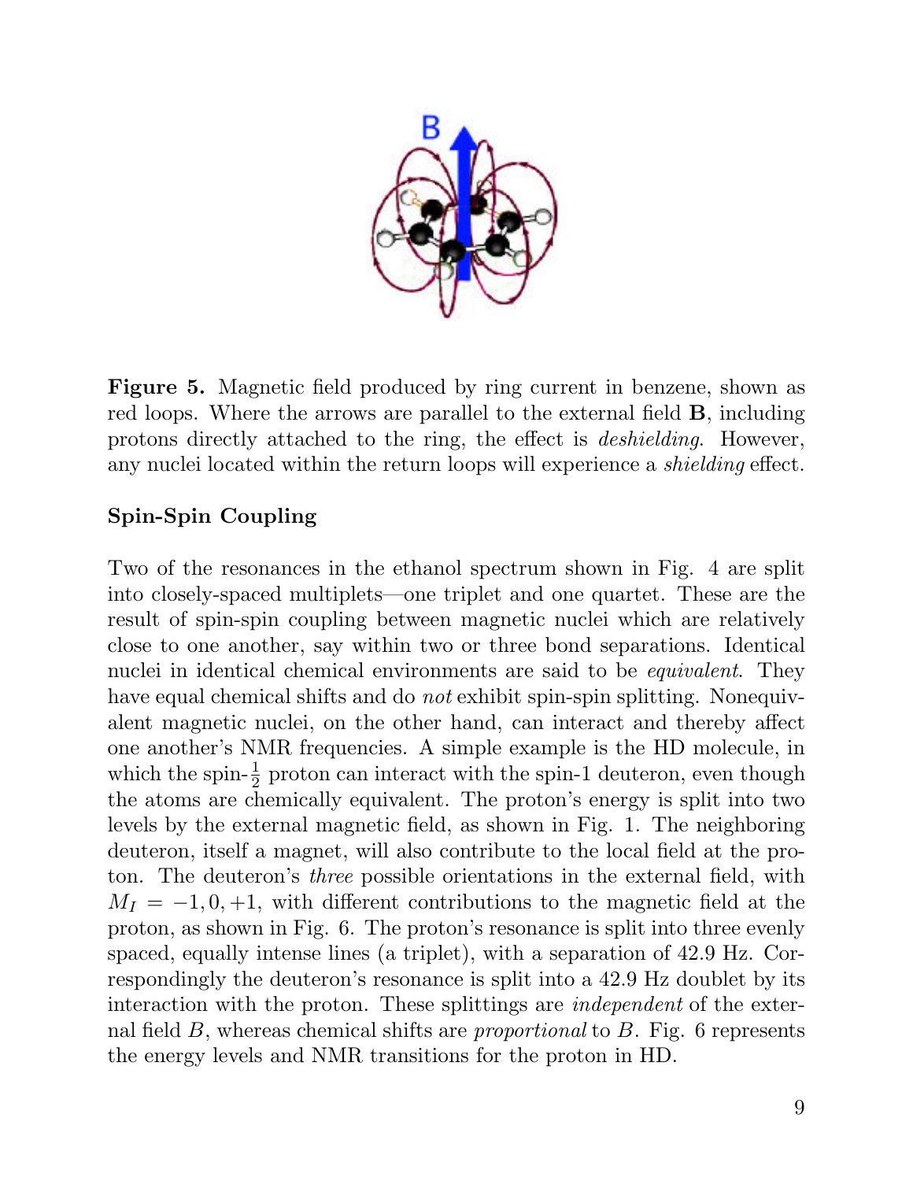**Figure 5.** Magnetic field produced by ring current in benzene, shown as red loops. Where the arrows are parallel to the external field **B**, including protons directly attached to the ring, the effect is *deshielding*. However, any nuclei located within the return loops will experience a *shielding* effect.

## Spin-Spin Coupling

Two of the resonances in the ethanol spectrum shown in Fig. 4 are split into closely-spaced multiplets—one triplet and one quartet. These are the result of spin-spin coupling between magnetic nuclei which are relatively close to one another, say within two or three bond separations. Identical nuclei in identical chemical environments are said to be *equivalent*. They have equal chemical shifts and do *not* exhibit spin-spin splitting. Nonequivalent magnetic nuclei, on the other hand, can interact and thereby affect one another's NMR frequencies. A simple example is the HD molecule, in which the spin-$\frac{1}{2}$ proton can interact with the spin-1 deuteron, even though the atoms are chemically equivalent. The proton's energy is split into two levels by the external magnetic field, as shown in Fig. 1. The neighboring deuteron, itself a magnet, will also contribute to the local field at the proton. The deuteron's *three* possible orientations in the external field, with $M_I = -1, 0, +1$, with different contributions to the magnetic field at the proton, as shown in Fig. 6. The proton's resonance is split into three evenly spaced, equally intense lines (a triplet), with a separation of 42.9 Hz. Correspondingly the deuteron's resonance is split into a 42.9 Hz doublet by its interaction with the proton. These splittings are *independent* of the external field $B$, whereas chemical shifts are *proportional* to $B$. Fig. 6 represents the energy levels and NMR transitions for the proton in HD.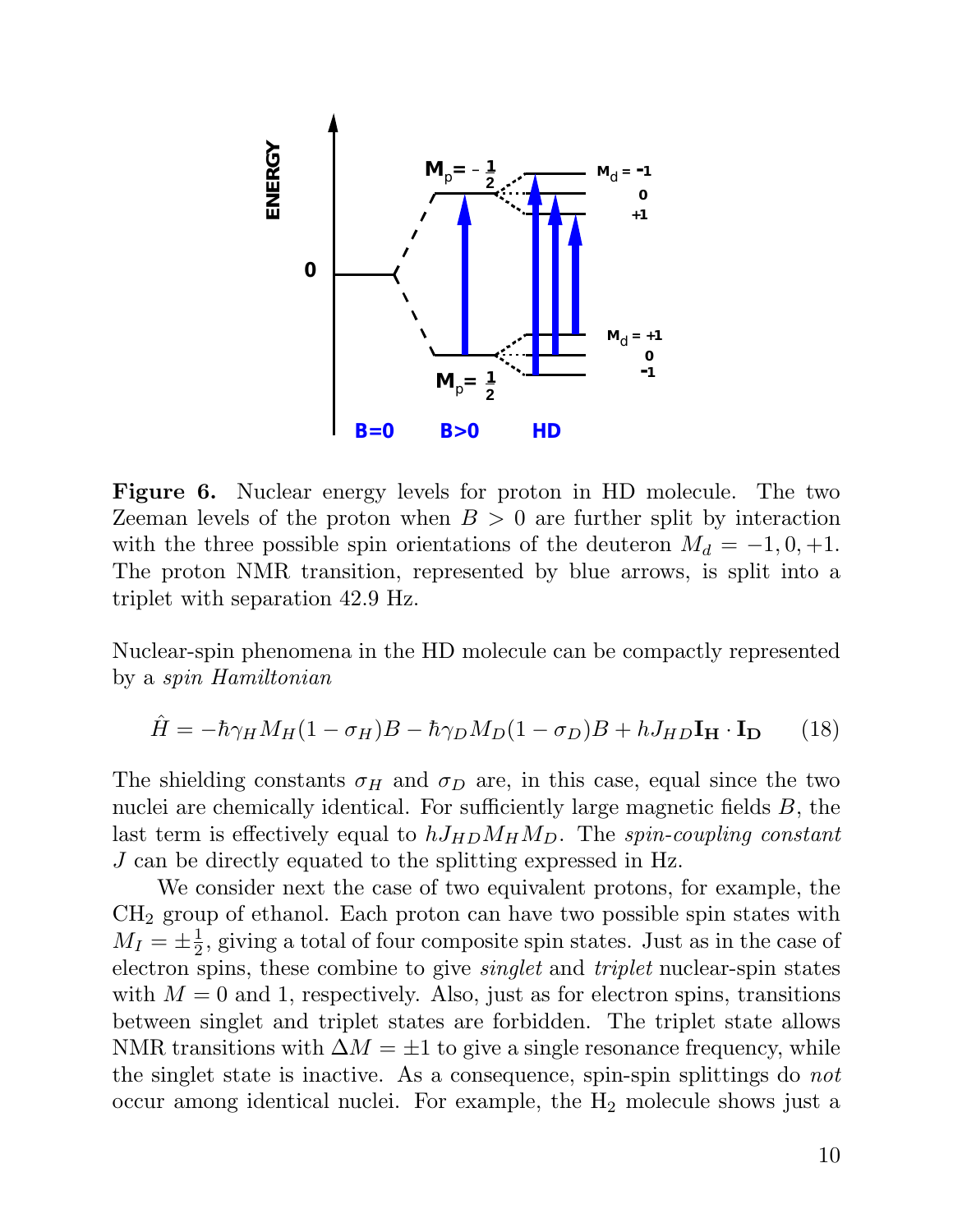**Figure 6.** Nuclear energy levels for proton in HD molecule. The two Zeeman levels of the proton when $B > 0$ are further split by interaction with the three possible spin orientations of the deuteron $M_d = -1, 0, +1$. The proton NMR transition, represented by blue arrows, is split into a triplet with separation 42.9 Hz.

Nuclear-spin phenomena in the HD molecule can be compactly represented by a *spin Hamiltonian*

$$\hat{H} = -\hbar\gamma_H M_H(1-\sigma_H)B - \hbar\gamma_D M_D(1-\sigma_D)B + hJ_{HD}\mathbf{I_H}\cdot\mathbf{I_D} \qquad (18)$$

The shielding constants $\sigma_H$ and $\sigma_D$ are, in this case, equal since the two nuclei are chemically identical. For sufficiently large magnetic fields $B$, the last term is effectively equal to $hJ_{HD}M_H M_D$. The *spin-coupling constant* $J$ can be directly equated to the splitting expressed in Hz.

We consider next the case of two equivalent protons, for example, the $CH_2$ group of ethanol. Each proton can have two possible spin states with $M_I = \pm\frac{1}{2}$, giving a total of four composite spin states. Just as in the case of electron spins, these combine to give *singlet* and *triplet* nuclear-spin states with $M = 0$ and 1, respectively. Also, just as for electron spins, transitions between singlet and triplet states are forbidden. The triplet state allows NMR transitions with $\Delta M = \pm 1$ to give a single resonance frequency, while the singlet state is inactive. As a consequence, spin-spin splittings do *not* occur among identical nuclei. For example, the $H_2$ molecule shows just a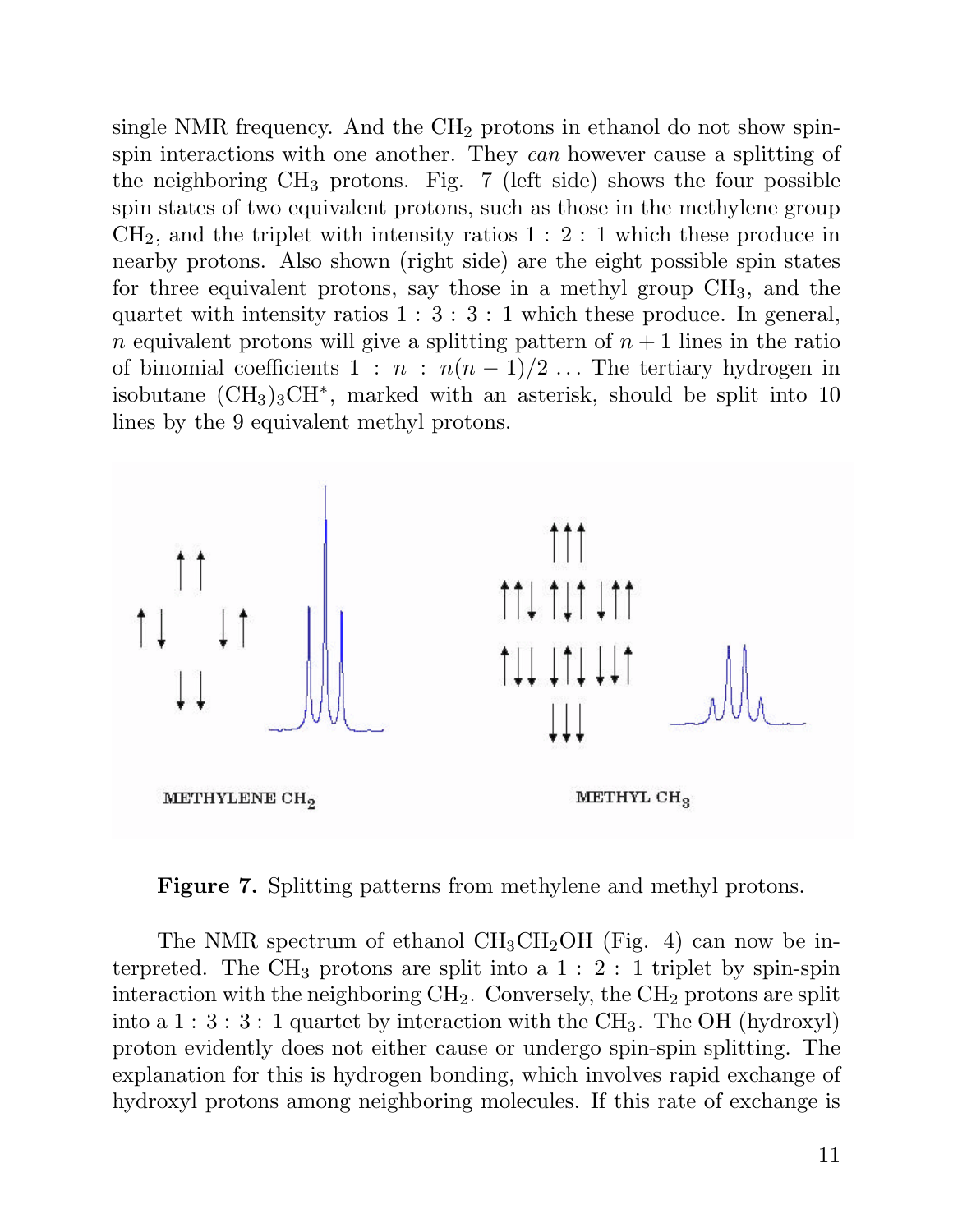single NMR frequency. And the $CH_2$ protons in ethanol do not show spin-spin interactions with one another. They *can* however cause a splitting of the neighboring $CH_3$ protons. Fig. 7 (left side) shows the four possible spin states of two equivalent protons, such as those in the methylene group $CH_2$, and the triplet with intensity ratios $1:2:1$ which these produce in nearby protons. Also shown (right side) are the eight possible spin states for three equivalent protons, say those in a methyl group $CH_3$, and the quartet with intensity ratios $1:3:3:1$ which these produce. In general, $n$ equivalent protons will give a splitting pattern of $n+1$ lines in the ratio of binomial coefficients $1 : n : n(n-1)/2 \ldots$ The tertiary hydrogen in isobutane $(CH_3)_3CH^*$, marked with an asterisk, should be split into 10 lines by the 9 equivalent methyl protons.

**Figure 7.** Splitting patterns from methylene and methyl protons.

The NMR spectrum of ethanol $CH_3CH_2OH$ (Fig. 4) can now be interpreted. The $CH_3$ protons are split into a $1:2:1$ triplet by spin-spin interaction with the neighboring $CH_2$. Conversely, the $CH_2$ protons are split into a $1:3:3:1$ quartet by interaction with the $CH_3$. The OH (hydroxyl) proton evidently does not either cause or undergo spin-spin splitting. The explanation for this is hydrogen bonding, which involves rapid exchange of hydroxyl protons among neighboring molecules. If this rate of exchange is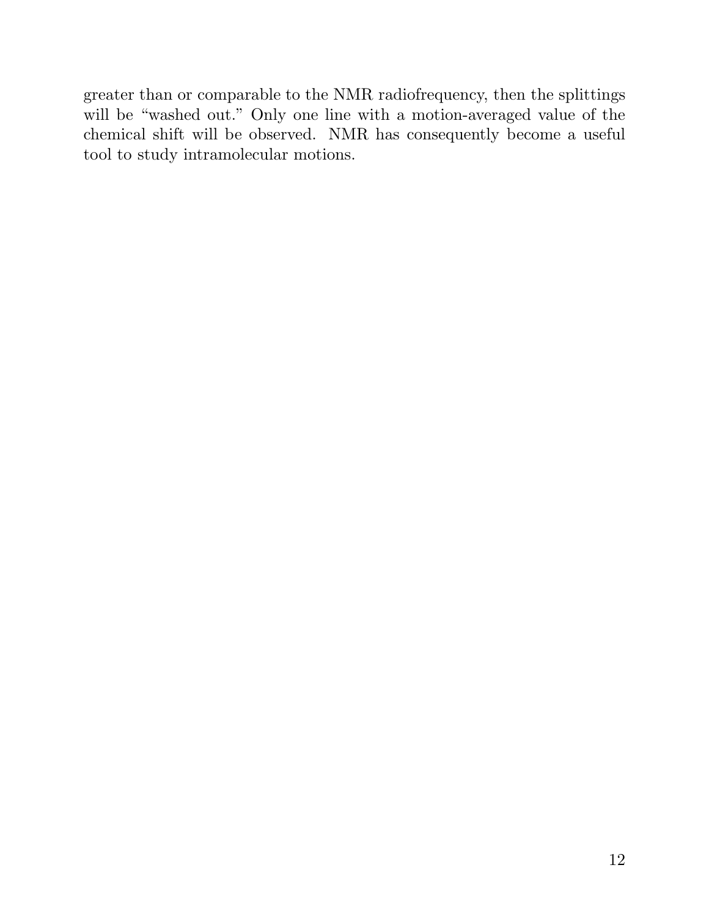greater than or comparable to the NMR radiofrequency, then the splittings will be "washed out." Only one line with a motion-averaged value of the chemical shift will be observed. NMR has consequently become a useful tool to study intramolecular motions.